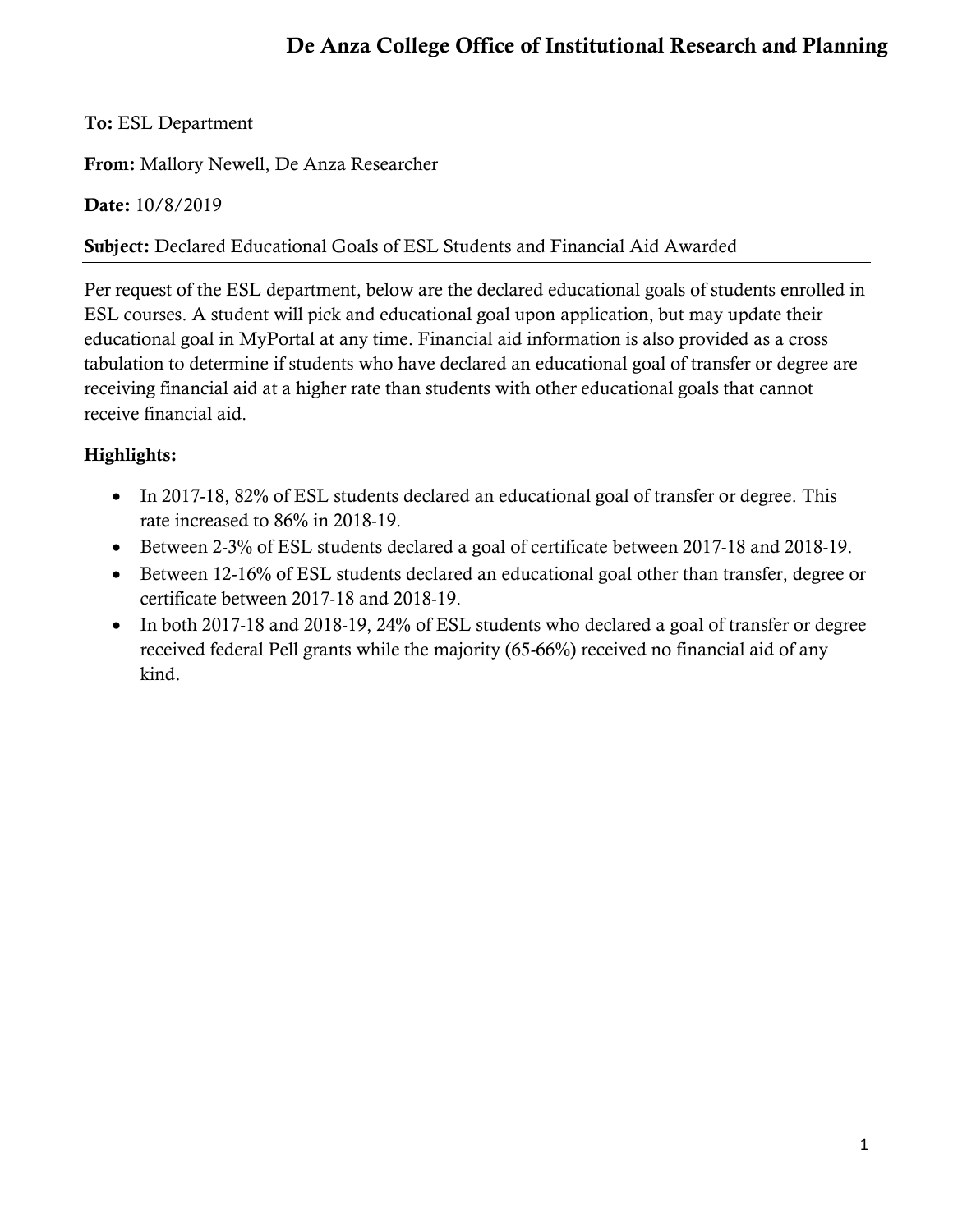# De Anza College Office of Institutional Research and Planning

**To:** ESL Department

**From:** Mallory Newell, De Anza Researcher

**Date:** 10/8/2019

**Subject:** Declared Educational Goals of ESL Students and Financial Aid Awarded

---

Per request of the ESL department, below are the declared educational goals of students enrolled in ESL courses. A student will pick and educational goal upon application, but may update their educational goal in MyPortal at any time. Financial aid information is also provided as a cross tabulation to determine if students who have declared an educational goal of transfer or degree are receiving financial aid at a higher rate than students with other educational goals that cannot receive financial aid.

**Highlights:**

- In 2017-18, 82% of ESL students declared an educational goal of transfer or degree. This rate increased to 86% in 2018-19.
- Between 2-3% of ESL students declared a goal of certificate between 2017-18 and 2018-19.
- Between 12-16% of ESL students declared an educational goal other than transfer, degree or certificate between 2017-18 and 2018-19.
- In both 2017-18 and 2018-19, 24% of ESL students who declared a goal of transfer or degree received federal Pell grants while the majority (65-66%) received no financial aid of any kind.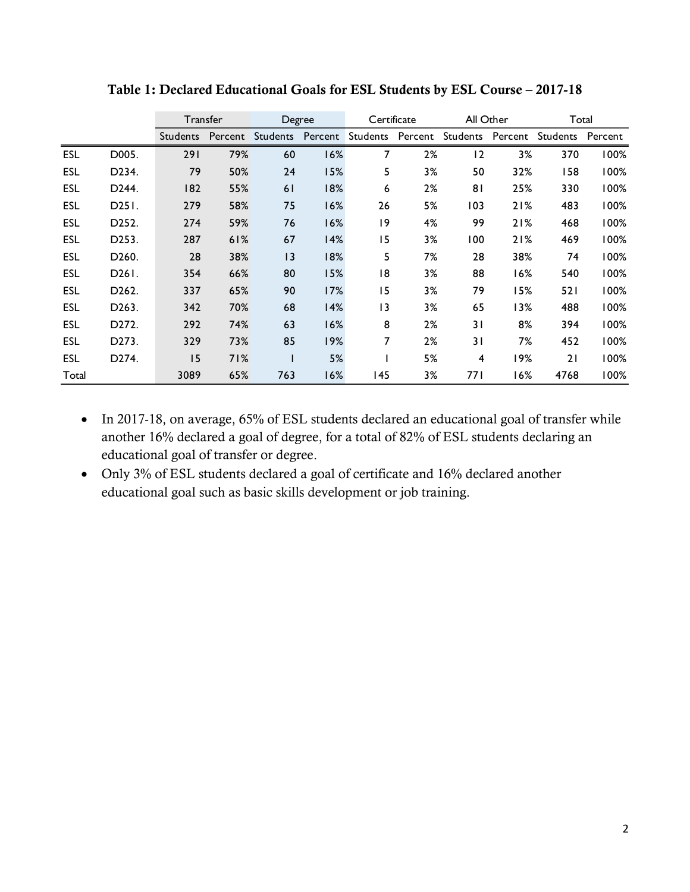**Table 1: Declared Educational Goals for ESL Students by ESL Course – 2017-18**

| | | Transfer | | Degree | | Certificate | | All Other | | Total | |
|---|---|---|---|---|---|---|---|---|---|---|---|
| | | Students | Percent | Students | Percent | Students | Percent | Students | Percent | Students | Percent |
| ESL | D005. | 291 | 79% | 60 | 16% | 7 | 2% | 12 | 3% | 370 | 100% |
| ESL | D234. | 79 | 50% | 24 | 15% | 5 | 3% | 50 | 32% | 158 | 100% |
| ESL | D244. | 182 | 55% | 61 | 18% | 6 | 2% | 81 | 25% | 330 | 100% |
| ESL | D251. | 279 | 58% | 75 | 16% | 26 | 5% | 103 | 21% | 483 | 100% |
| ESL | D252. | 274 | 59% | 76 | 16% | 19 | 4% | 99 | 21% | 468 | 100% |
| ESL | D253. | 287 | 61% | 67 | 14% | 15 | 3% | 100 | 21% | 469 | 100% |
| ESL | D260. | 28 | 38% | 13 | 18% | 5 | 7% | 28 | 38% | 74 | 100% |
| ESL | D261. | 354 | 66% | 80 | 15% | 18 | 3% | 88 | 16% | 540 | 100% |
| ESL | D262. | 337 | 65% | 90 | 17% | 15 | 3% | 79 | 15% | 521 | 100% |
| ESL | D263. | 342 | 70% | 68 | 14% | 13 | 3% | 65 | 13% | 488 | 100% |
| ESL | D272. | 292 | 74% | 63 | 16% | 8 | 2% | 31 | 8% | 394 | 100% |
| ESL | D273. | 329 | 73% | 85 | 19% | 7 | 2% | 31 | 7% | 452 | 100% |
| ESL | D274. | 15 | 71% | 1 | 5% | 1 | 5% | 4 | 19% | 21 | 100% |
| Total | | 3089 | 65% | 763 | 16% | 145 | 3% | 771 | 16% | 4768 | 100% |

- In 2017-18, on average, 65% of ESL students declared an educational goal of transfer while another 16% declared a goal of degree, for a total of 82% of ESL students declaring an educational goal of transfer or degree.
- Only 3% of ESL students declared a goal of certificate and 16% declared another educational goal such as basic skills development or job training.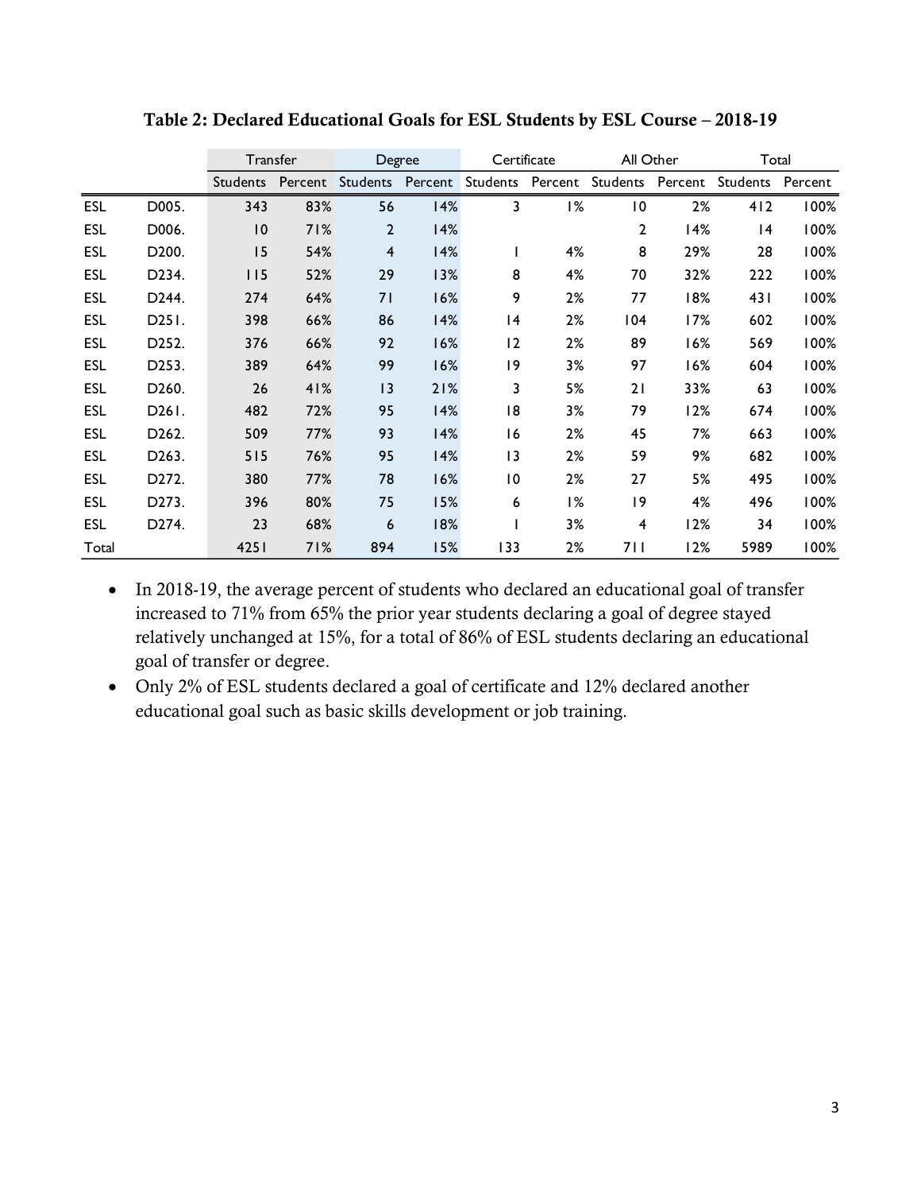**Table 2: Declared Educational Goals for ESL Students by ESL Course – 2018-19**

| | | Transfer | | Degree | | Certificate | | All Other | | Total | |
|---|---|---|---|---|---|---|---|---|---|---|---|
| | | Students | Percent | Students | Percent | Students | Percent | Students | Percent | Students | Percent |
| ESL | D005. | 343 | 83% | 56 | 14% | 3 | 1% | 10 | 2% | 412 | 100% |
| ESL | D006. | 10 | 71% | 2 | 14% | | | 2 | 14% | 14 | 100% |
| ESL | D200. | 15 | 54% | 4 | 14% | 1 | 4% | 8 | 29% | 28 | 100% |
| ESL | D234. | 115 | 52% | 29 | 13% | 8 | 4% | 70 | 32% | 222 | 100% |
| ESL | D244. | 274 | 64% | 71 | 16% | 9 | 2% | 77 | 18% | 431 | 100% |
| ESL | D251. | 398 | 66% | 86 | 14% | 14 | 2% | 104 | 17% | 602 | 100% |
| ESL | D252. | 376 | 66% | 92 | 16% | 12 | 2% | 89 | 16% | 569 | 100% |
| ESL | D253. | 389 | 64% | 99 | 16% | 19 | 3% | 97 | 16% | 604 | 100% |
| ESL | D260. | 26 | 41% | 13 | 21% | 3 | 5% | 21 | 33% | 63 | 100% |
| ESL | D261. | 482 | 72% | 95 | 14% | 18 | 3% | 79 | 12% | 674 | 100% |
| ESL | D262. | 509 | 77% | 93 | 14% | 16 | 2% | 45 | 7% | 663 | 100% |
| ESL | D263. | 515 | 76% | 95 | 14% | 13 | 2% | 59 | 9% | 682 | 100% |
| ESL | D272. | 380 | 77% | 78 | 16% | 10 | 2% | 27 | 5% | 495 | 100% |
| ESL | D273. | 396 | 80% | 75 | 15% | 6 | 1% | 19 | 4% | 496 | 100% |
| ESL | D274. | 23 | 68% | 6 | 18% | 1 | 3% | 4 | 12% | 34 | 100% |
| Total | | 4251 | 71% | 894 | 15% | 133 | 2% | 711 | 12% | 5989 | 100% |

- In 2018-19, the average percent of students who declared an educational goal of transfer increased to 71% from 65% the prior year students declaring a goal of degree stayed relatively unchanged at 15%, for a total of 86% of ESL students declaring an educational goal of transfer or degree.
- Only 2% of ESL students declared a goal of certificate and 12% declared another educational goal such as basic skills development or job training.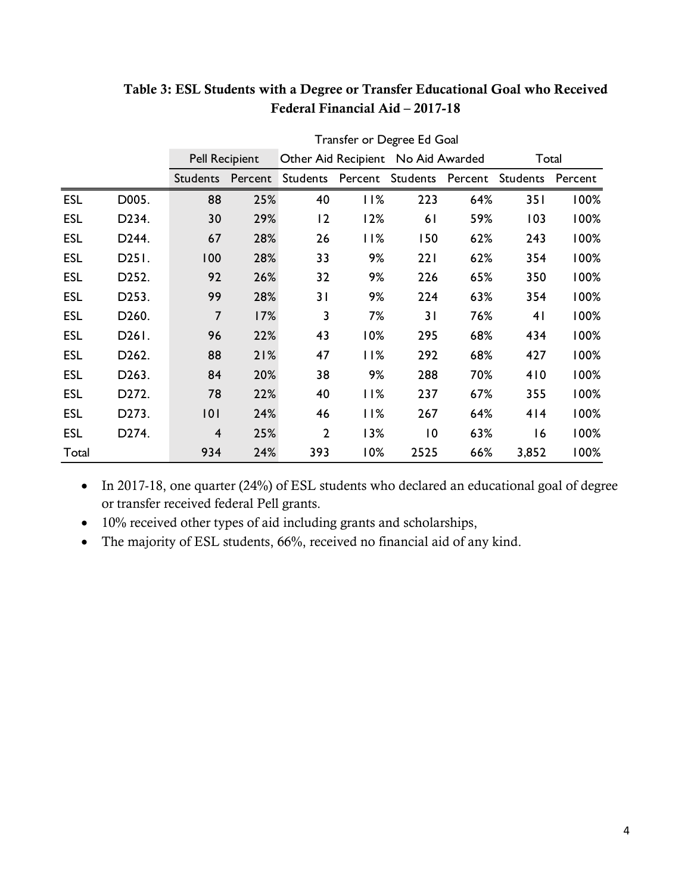### Table 3: ESL Students with a Degree or Transfer Educational Goal who Received Federal Financial Aid – 2017-18

| | | Transfer or Degree Ed Goal | | | | | | | |
|---|---|---|---|---|---|---|---|---|---|
| | | Pell Recipient | | Other Aid Recipient | | No Aid Awarded | | Total | |
| | | Students | Percent | Students | Percent | Students | Percent | Students | Percent |
| ESL | D005. | 88 | 25% | 40 | 11% | 223 | 64% | 351 | 100% |
| ESL | D234. | 30 | 29% | 12 | 12% | 61 | 59% | 103 | 100% |
| ESL | D244. | 67 | 28% | 26 | 11% | 150 | 62% | 243 | 100% |
| ESL | D251. | 100 | 28% | 33 | 9% | 221 | 62% | 354 | 100% |
| ESL | D252. | 92 | 26% | 32 | 9% | 226 | 65% | 350 | 100% |
| ESL | D253. | 99 | 28% | 31 | 9% | 224 | 63% | 354 | 100% |
| ESL | D260. | 7 | 17% | 3 | 7% | 31 | 76% | 41 | 100% |
| ESL | D261. | 96 | 22% | 43 | 10% | 295 | 68% | 434 | 100% |
| ESL | D262. | 88 | 21% | 47 | 11% | 292 | 68% | 427 | 100% |
| ESL | D263. | 84 | 20% | 38 | 9% | 288 | 70% | 410 | 100% |
| ESL | D272. | 78 | 22% | 40 | 11% | 237 | 67% | 355 | 100% |
| ESL | D273. | 101 | 24% | 46 | 11% | 267 | 64% | 414 | 100% |
| ESL | D274. | 4 | 25% | 2 | 13% | 10 | 63% | 16 | 100% |
| Total | | 934 | 24% | 393 | 10% | 2525 | 66% | 3,852 | 100% |

- In 2017-18, one quarter (24%) of ESL students who declared an educational goal of degree or transfer received federal Pell grants.
- 10% received other types of aid including grants and scholarships,
- The majority of ESL students, 66%, received no financial aid of any kind.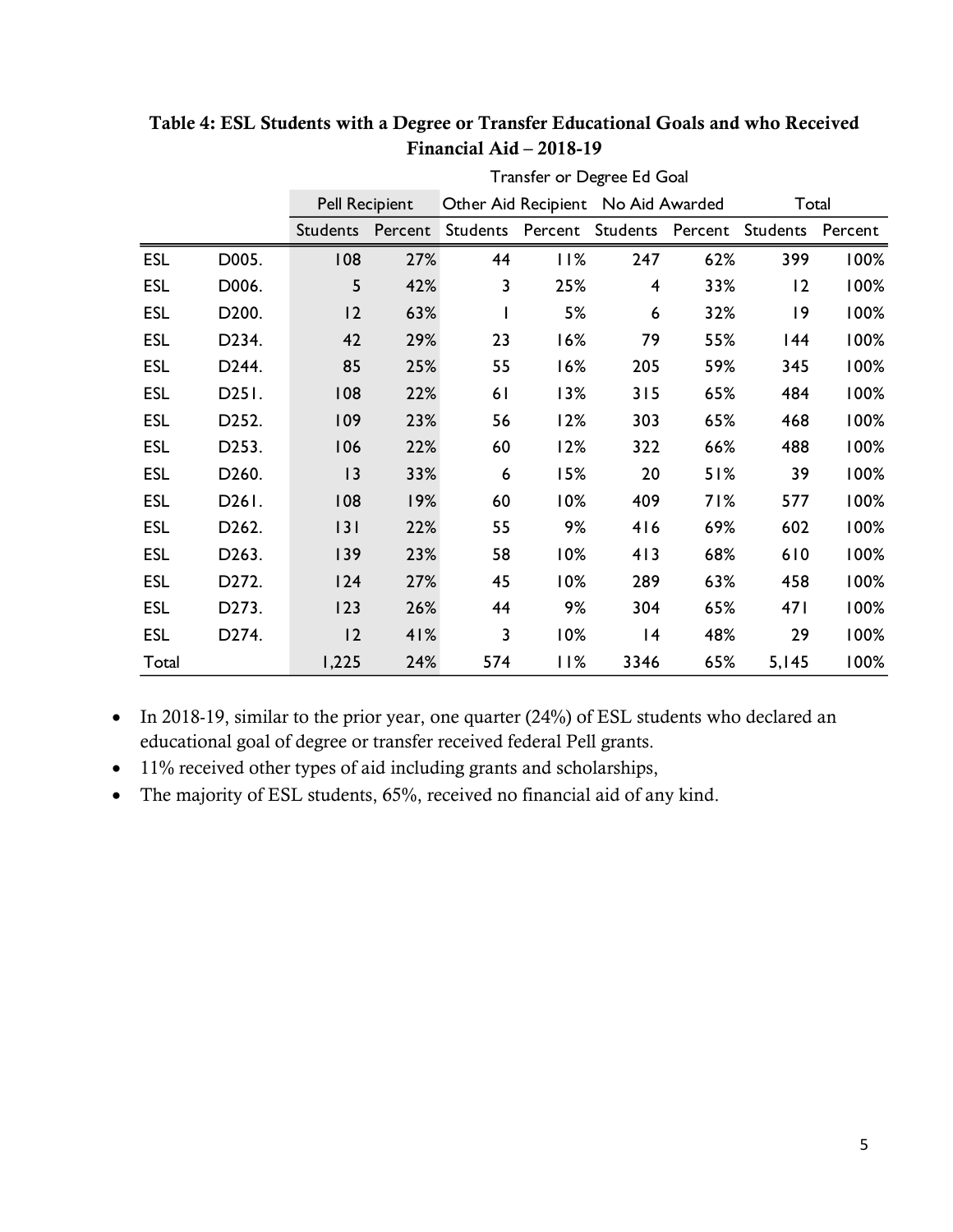**Table 4: ESL Students with a Degree or Transfer Educational Goals and who Received Financial Aid – 2018-19**

| | | Transfer or Degree Ed Goal | | | | | | | |
|---|---|---|---|---|---|---|---|---|---|
| | | Pell Recipient | | Other Aid Recipient | | No Aid Awarded | | Total | |
| | | Students | Percent | Students | Percent | Students | Percent | Students | Percent |
| ESL | D005. | 108 | 27% | 44 | 11% | 247 | 62% | 399 | 100% |
| ESL | D006. | 5 | 42% | 3 | 25% | 4 | 33% | 12 | 100% |
| ESL | D200. | 12 | 63% | 1 | 5% | 6 | 32% | 19 | 100% |
| ESL | D234. | 42 | 29% | 23 | 16% | 79 | 55% | 144 | 100% |
| ESL | D244. | 85 | 25% | 55 | 16% | 205 | 59% | 345 | 100% |
| ESL | D251. | 108 | 22% | 61 | 13% | 315 | 65% | 484 | 100% |
| ESL | D252. | 109 | 23% | 56 | 12% | 303 | 65% | 468 | 100% |
| ESL | D253. | 106 | 22% | 60 | 12% | 322 | 66% | 488 | 100% |
| ESL | D260. | 13 | 33% | 6 | 15% | 20 | 51% | 39 | 100% |
| ESL | D261. | 108 | 19% | 60 | 10% | 409 | 71% | 577 | 100% |
| ESL | D262. | 131 | 22% | 55 | 9% | 416 | 69% | 602 | 100% |
| ESL | D263. | 139 | 23% | 58 | 10% | 413 | 68% | 610 | 100% |
| ESL | D272. | 124 | 27% | 45 | 10% | 289 | 63% | 458 | 100% |
| ESL | D273. | 123 | 26% | 44 | 9% | 304 | 65% | 471 | 100% |
| ESL | D274. | 12 | 41% | 3 | 10% | 14 | 48% | 29 | 100% |
| Total | | 1,225 | 24% | 574 | 11% | 3346 | 65% | 5,145 | 100% |

- In 2018-19, similar to the prior year, one quarter (24%) of ESL students who declared an educational goal of degree or transfer received federal Pell grants.
- 11% received other types of aid including grants and scholarships,
- The majority of ESL students, 65%, received no financial aid of any kind.